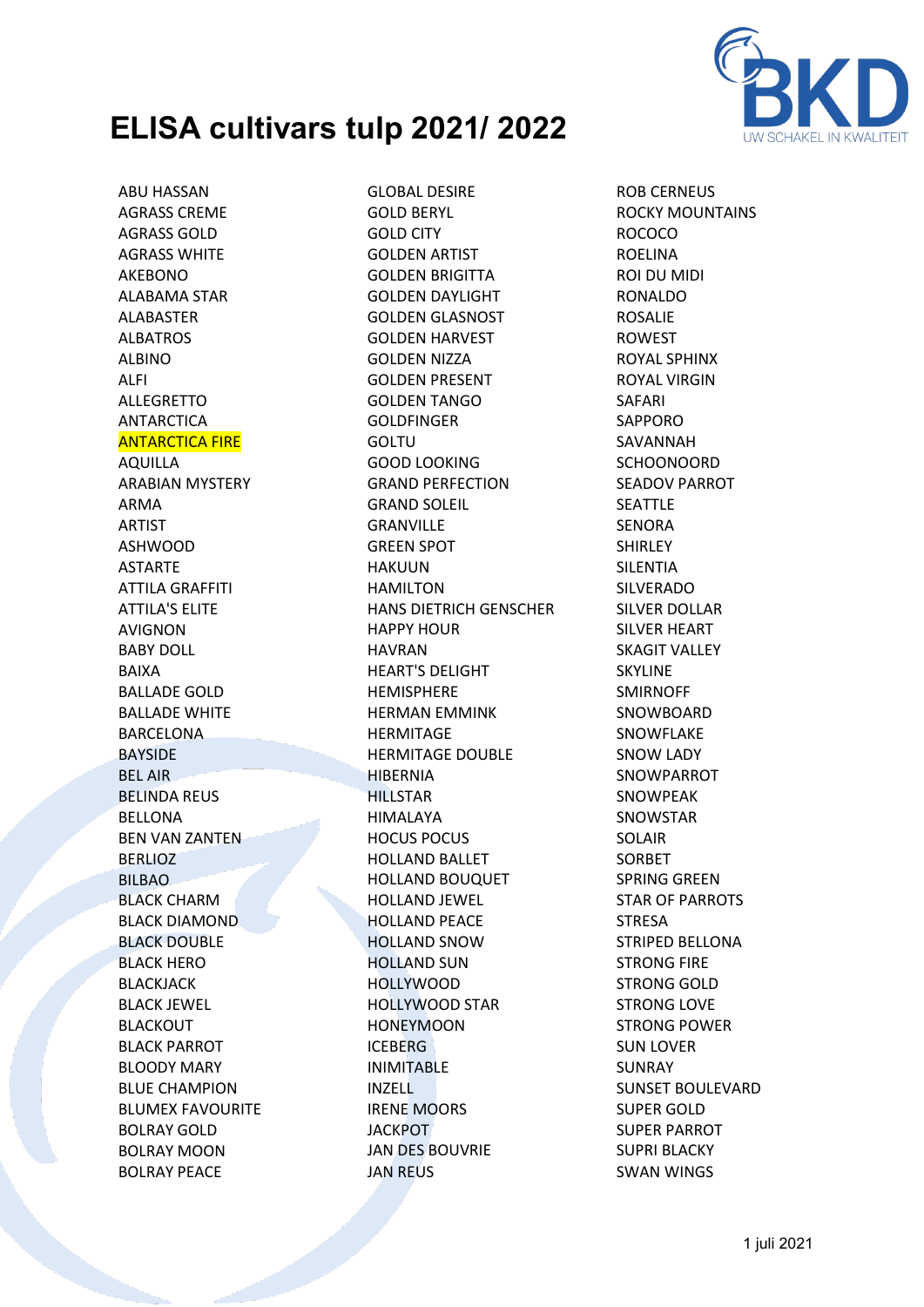# ELISA cultivars tulp 2021/ 2022

ABU HASSAN
AGRASS CREME
AGRASS GOLD
AGRASS WHITE
AKEBONO
ALABAMA STAR
ALABASTER
ALBATROS
ALBINO
ALFI
ALLEGRETTO
ANTARCTICA
ANTARCTICA FIRE
AQUILLA
ARABIAN MYSTERY
ARMA
ARTIST
ASHWOOD
ASTARTE
ATTILA GRAFFITI
ATTILA'S ELITE
AVIGNON
BABY DOLL
BAIXA
BALLADE GOLD
BALLADE WHITE
BARCELONA
BAYSIDE
BEL AIR
BELINDA REUS
BELLONA
BEN VAN ZANTEN
BERLIOZ
BILBAO
BLACK CHARM
BLACK DIAMOND
BLACK DOUBLE
BLACK HERO
BLACKJACK
BLACK JEWEL
BLACKOUT
BLACK PARROT
BLOODY MARY
BLUE CHAMPION
BLUMEX FAVOURITE
BOLRAY GOLD
BOLRAY MOON
BOLRAY PEACE
GLOBAL DESIRE
GOLD BERYL
GOLD CITY
GOLDEN ARTIST
GOLDEN BRIGITTA
GOLDEN DAYLIGHT
GOLDEN GLASNOST
GOLDEN HARVEST
GOLDEN NIZZA
GOLDEN PRESENT
GOLDEN TANGO
GOLDFINGER
GOLTU
GOOD LOOKING
GRAND PERFECTION
GRAND SOLEIL
GRANVILLE
GREEN SPOT
HAKUUN
HAMILTON
HANS DIETRICH GENSCHER
HAPPY HOUR
HAVRAN
HEART'S DELIGHT
HEMISPHERE
HERMAN EMMINK
HERMITAGE
HERMITAGE DOUBLE
HIBERNIA
HILLSTAR
HIMALAYA
HOCUS POCUS
HOLLAND BALLET
HOLLAND BOUQUET
HOLLAND JEWEL
HOLLAND PEACE
HOLLAND SNOW
HOLLAND SUN
HOLLYWOOD
HOLLYWOOD STAR
HONEYMOON
ICEBERG
INIMITABLE
INZELL
IRENE MOORS
JACKPOT
JAN DES BOUVRIE
JAN REUS
ROB CERNEUS
ROCKY MOUNTAINS
ROCOCO
ROELINA
ROI DU MIDI
RONALDO
ROSALIE
ROWEST
ROYAL SPHINX
ROYAL VIRGIN
SAFARI
SAPPORO
SAVANNAH
SCHOONOORD
SEADOV PARROT
SEATTLE
SENORA
SHIRLEY
SILENTIA
SILVERADO
SILVER DOLLAR
SILVER HEART
SKAGIT VALLEY
SKYLINE
SMIRNOFF
SNOWBOARD
SNOWFLAKE
SNOW LADY
SNOWPARROT
SNOWPEAK
SNOWSTAR
SOLAIR
SORBET
SPRING GREEN
STAR OF PARROTS
STRESA
STRIPED BELLONA
STRONG FIRE
STRONG GOLD
STRONG LOVE
STRONG POWER
SUN LOVER
SUNRAY
SUNSET BOULEVARD
SUPER GOLD
SUPER PARROT
SUPRI BLACKY
SWAN WINGS

1 juli 2021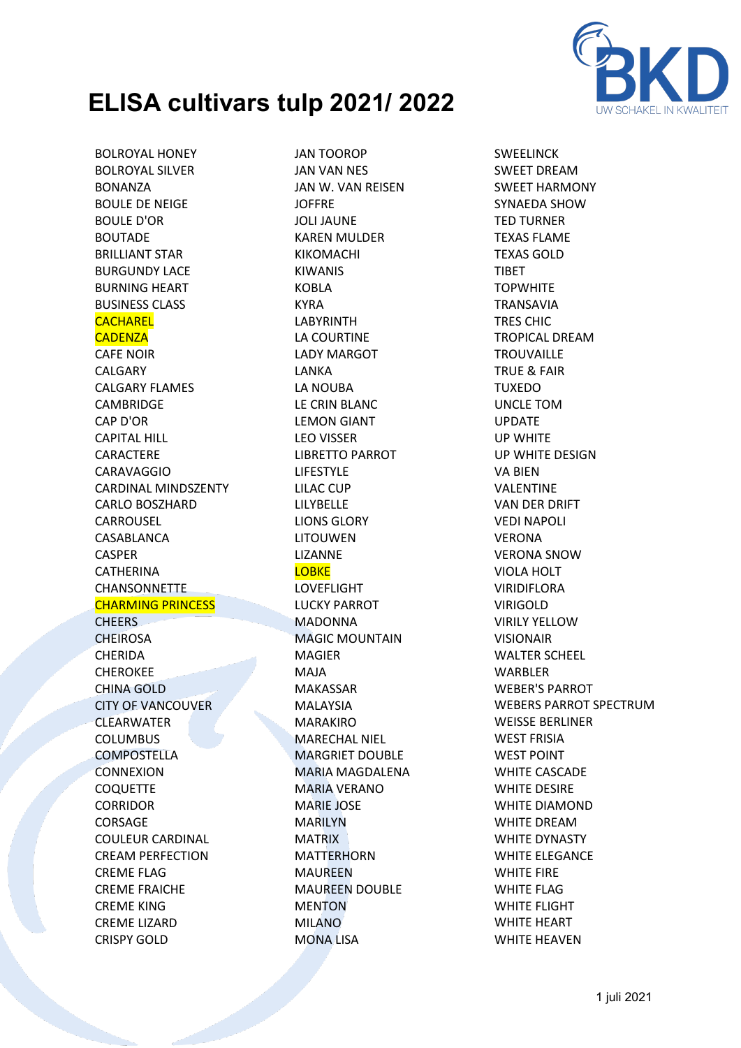# ELISA cultivars tulp 2021/ 2022

BOLROYAL HONEY
BOLROYAL SILVER
BONANZA
BOULE DE NEIGE
BOULE D'OR
BOUTADE
BRILLIANT STAR
BURGUNDY LACE
BURNING HEART
BUSINESS CLASS
CACHAREL
CADENZA
CAFE NOIR
CALGARY
CALGARY FLAMES
CAMBRIDGE
CAP D'OR
CAPITAL HILL
CARACTERE
CARAVAGGIO
CARDINAL MINDSZENTY
CARLO BOSZHARD
CARROUSEL
CASABLANCA
CASPER
CATHERINA
CHANSONNETTE
CHARMING PRINCESS
CHEERS
CHEIROSA
CHERIDA
CHEROKEE
CHINA GOLD
CITY OF VANCOUVER
CLEARWATER
COLUMBUS
COMPOSTELLA
CONNEXION
COQUETTE
CORRIDOR
CORSAGE
COULEUR CARDINAL
CREAM PERFECTION
CREME FLAG
CREME FRAICHE
CREME KING
CREME LIZARD
CRISPY GOLD

JAN TOOROP
JAN VAN NES
JAN W. VAN REISEN
JOFFRE
JOLI JAUNE
KAREN MULDER
KIKOMACHI
KIWANIS
KOBLA
KYRA
LABYRINTH
LA COURTINE
LADY MARGOT
LANKA
LA NOUBA
LE CRIN BLANC
LEMON GIANT
LEO VISSER
LIBRETTO PARROT
LIFESTYLE
LILAC CUP
LILYBELLE
LIONS GLORY
LITOUWEN
LIZANNE
LOBKE
LOVEFLIGHT
LUCKY PARROT
MADONNA
MAGIC MOUNTAIN
MAGIER
MAJA
MAKASSAR
MALAYSIA
MARAKIRO
MARECHAL NIEL
MARGRIET DOUBLE
MARIA MAGDALENA
MARIA VERANO
MARIE JOSE
MARILYN
MATRIX
MATTERHORN
MAUREEN
MAUREEN DOUBLE
MENTON
MILANO
MONA LISA

SWEELINCK
SWEET DREAM
SWEET HARMONY
SYNAEDA SHOW
TED TURNER
TEXAS FLAME
TEXAS GOLD
TIBET
TOPWHITE
TRANSAVIA
TRES CHIC
TROPICAL DREAM
TROUVAILLE
TRUE & FAIR
TUXEDO
UNCLE TOM
UPDATE
UP WHITE
UP WHITE DESIGN
VA BIEN
VALENTINE
VAN DER DRIFT
VEDI NAPOLI
VERONA
VERONA SNOW
VIOLA HOLT
VIRIDIFLORA
VIRIGOLD
VIRILY YELLOW
VISIONAIR
WALTER SCHEEL
WARBLER
WEBER'S PARROT
WEBERS PARROT SPECTRUM
WEISSE BERLINER
WEST FRISIA
WEST POINT
WHITE CASCADE
WHITE DESIRE
WHITE DIAMOND
WHITE DREAM
WHITE DYNASTY
WHITE ELEGANCE
WHITE FIRE
WHITE FLAG
WHITE FLIGHT
WHITE HEART
WHITE HEAVEN

1 juli 2021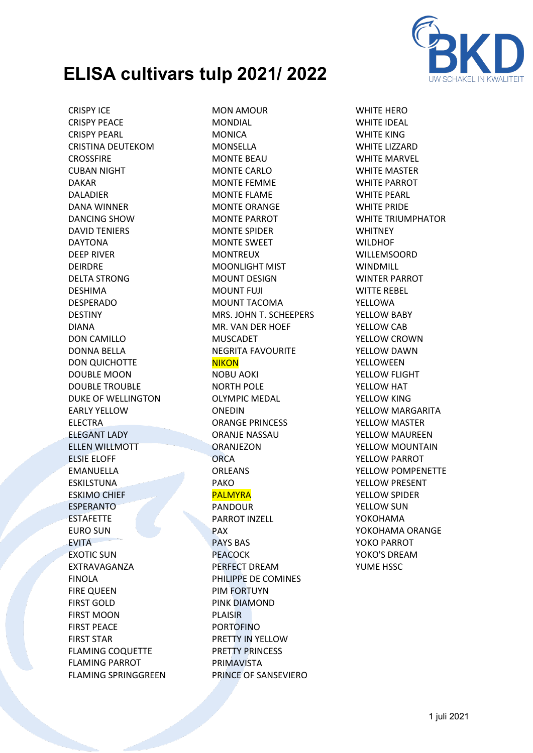# ELISA cultivars tulp 2021/ 2022

CRISPY ICE
CRISPY PEACE
CRISPY PEARL
CRISTINA DEUTEKOM
CROSSFIRE
CUBAN NIGHT
DAKAR
DALADIER
DANA WINNER
DANCING SHOW
DAVID TENIERS
DAYTONA
DEEP RIVER
DEIRDRE
DELTA STRONG
DESHIMA
DESPERADO
DESTINY
DIANA
DON CAMILLO
DONNA BELLA
DON QUICHOTTE
DOUBLE MOON
DOUBLE TROUBLE
DUKE OF WELLINGTON
EARLY YELLOW
ELECTRA
ELEGANT LADY
ELLEN WILLMOTT
ELSIE ELOFF
EMANUELLA
ESKILSTUNA
ESKIMO CHIEF
ESPERANTO
ESTAFETTE
EURO SUN
EVITA
EXOTIC SUN
EXTRAVAGANZA
FINOLA
FIRE QUEEN
FIRST GOLD
FIRST MOON
FIRST PEACE
FIRST STAR
FLAMING COQUETTE
FLAMING PARROT
FLAMING SPRINGGREEN

MON AMOUR
MONDIAL
MONICA
MONSELLA
MONTE BEAU
MONTE CARLO
MONTE FEMME
MONTE FLAME
MONTE ORANGE
MONTE PARROT
MONTE SPIDER
MONTE SWEET
MONTREUX
MOONLIGHT MIST
MOUNT DESIGN
MOUNT FUJI
MOUNT TACOMA
MRS. JOHN T. SCHEEPERS
MR. VAN DER HOEF
MUSCADET
NEGRITA FAVOURITE
NIKON
NOBU AOKI
NORTH POLE
OLYMPIC MEDAL
ONEDIN
ORANGE PRINCESS
ORANJE NASSAU
ORANJEZON
ORCA
ORLEANS
PAKO
PALMYRA
PANDOUR
PARROT INZELL
PAX
PAYS BAS
PEACOCK
PERFECT DREAM
PHILIPPE DE COMINES
PIM FORTUYN
PINK DIAMOND
PLAISIR
PORTOFINO
PRETTY IN YELLOW
PRETTY PRINCESS
PRIMAVISTA
PRINCE OF SANSEVIERO

WHITE HERO
WHITE IDEAL
WHITE KING
WHITE LIZZARD
WHITE MARVEL
WHITE MASTER
WHITE PARROT
WHITE PEARL
WHITE PRIDE
WHITE TRIUMPHATOR
WHITNEY
WILDHOF
WILLEMSOORD
WINDMILL
WINTER PARROT
WITTE REBEL
YELLOWA
YELLOW BABY
YELLOW CAB
YELLOW CROWN
YELLOW DAWN
YELLOWEEN
YELLOW FLIGHT
YELLOW HAT
YELLOW KING
YELLOW MARGARITA
YELLOW MASTER
YELLOW MAUREEN
YELLOW MOUNTAIN
YELLOW PARROT
YELLOW POMPENETTE
YELLOW PRESENT
YELLOW SPIDER
YELLOW SUN
YOKOHAMA
YOKOHAMA ORANGE
YOKO PARROT
YOKO'S DREAM
YUME HSSC

1 juli 2021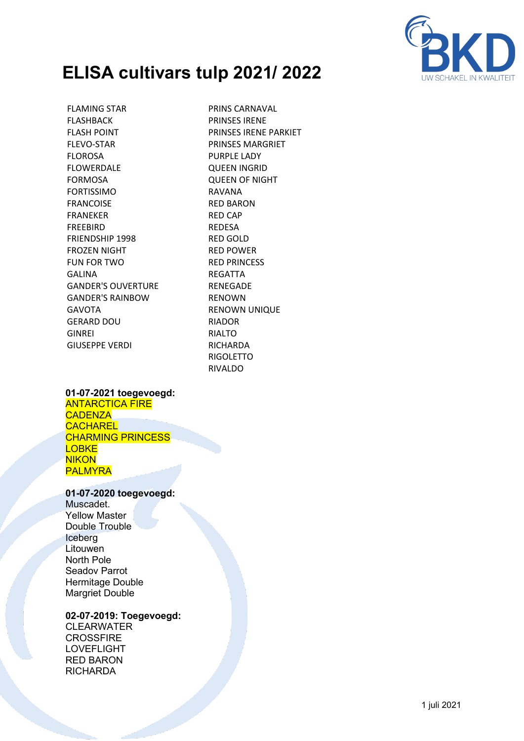# ELISA cultivars tulp 2021/ 2022

FLAMING STAR
FLASHBACK
FLASH POINT
FLEVO-STAR
FLOROSA
FLOWERDALE
FORMOSA
FORTISSIMO
FRANCOISE
FRANEKER
FREEBIRD
FRIENDSHIP 1998
FROZEN NIGHT
FUN FOR TWO
GALINA
GANDER'S OUVERTURE
GANDER'S RAINBOW
GAVOTA
GERARD DOU
GINREI
GIUSEPPE VERDI

PRINS CARNAVAL
PRINSES IRENE
PRINSES IRENE PARKIET
PRINSES MARGRIET
PURPLE LADY
QUEEN INGRID
QUEEN OF NIGHT
RAVANA
RED BARON
RED CAP
REDESA
RED GOLD
RED POWER
RED PRINCESS
REGATTA
RENEGADE
RENOWN
RENOWN UNIQUE
RIADOR
RIALTO
RICHARDA
RIGOLETTO
RIVALDO

**01-07-2021 toegevoegd:**
ANTARCTICA FIRE
CADENZA
CACHAREL
CHARMING PRINCESS
LOBKE
NIKON
PALMYRA

**01-07-2020 toegevoegd:**
Muscadet.
Yellow Master
Double Trouble
Iceberg
Litouwen
North Pole
Seadov Parrot
Hermitage Double
Margriet Double

**02-07-2019: Toegevoegd:**
CLEARWATER
CROSSFIRE
LOVEFLIGHT
RED BARON
RICHARDA

1 juli 2021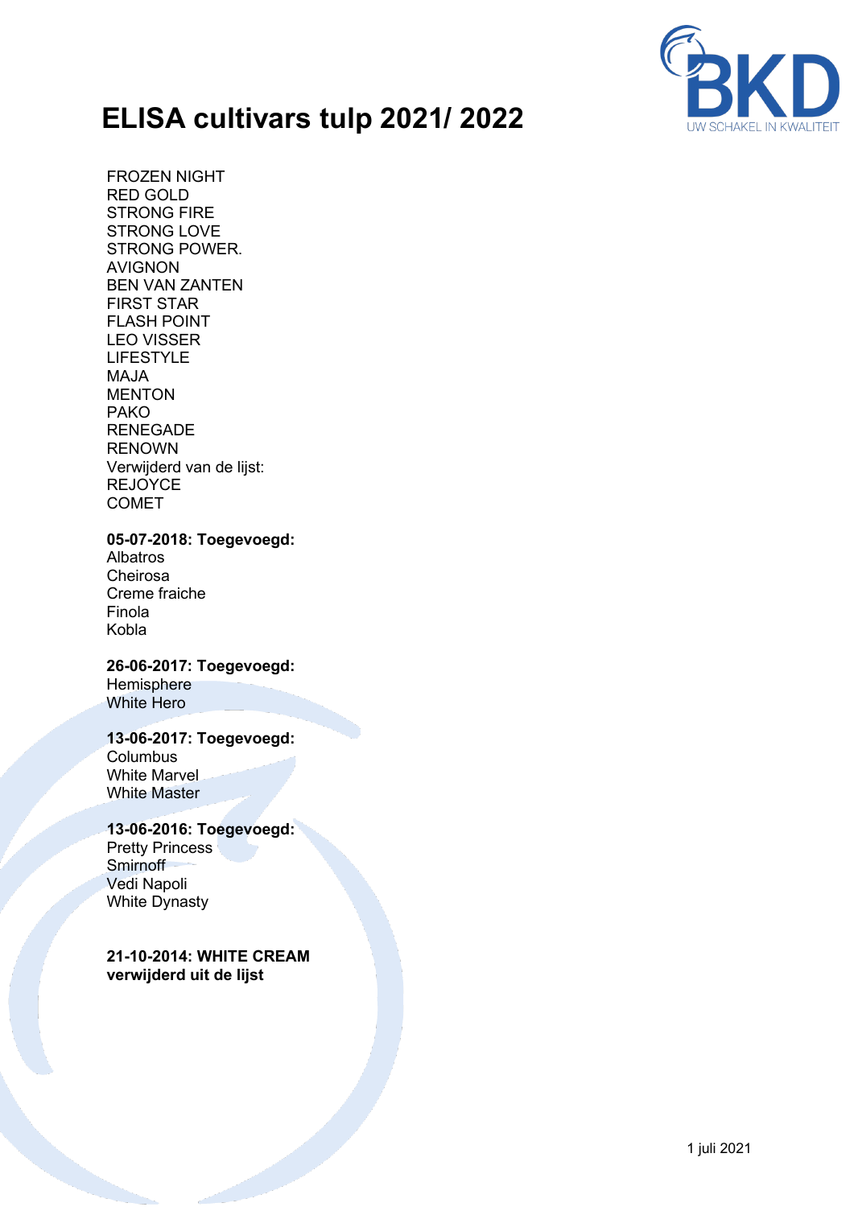# ELISA cultivars tulp 2021/ 2022

FROZEN NIGHT
RED GOLD
STRONG FIRE
STRONG LOVE
STRONG POWER.
AVIGNON
BEN VAN ZANTEN
FIRST STAR
FLASH POINT
LEO VISSER
LIFESTYLE
MAJA
MENTON
PAKO
RENEGADE
RENOWN
Verwijderd van de lijst:
REJOYCE
COMET

**05-07-2018: Toegevoegd:**
Albatros
Cheirosa
Creme fraiche
Finola
Kobla

**26-06-2017: Toegevoegd:**
Hemisphere
White Hero

**13-06-2017: Toegevoegd:**
Columbus
White Marvel
White Master

**13-06-2016: Toegevoegd:**
Pretty Princess
Smirnoff
Vedi Napoli
White Dynasty

**21-10-2014: WHITE CREAM verwijderd uit de lijst**

1 juli 2021